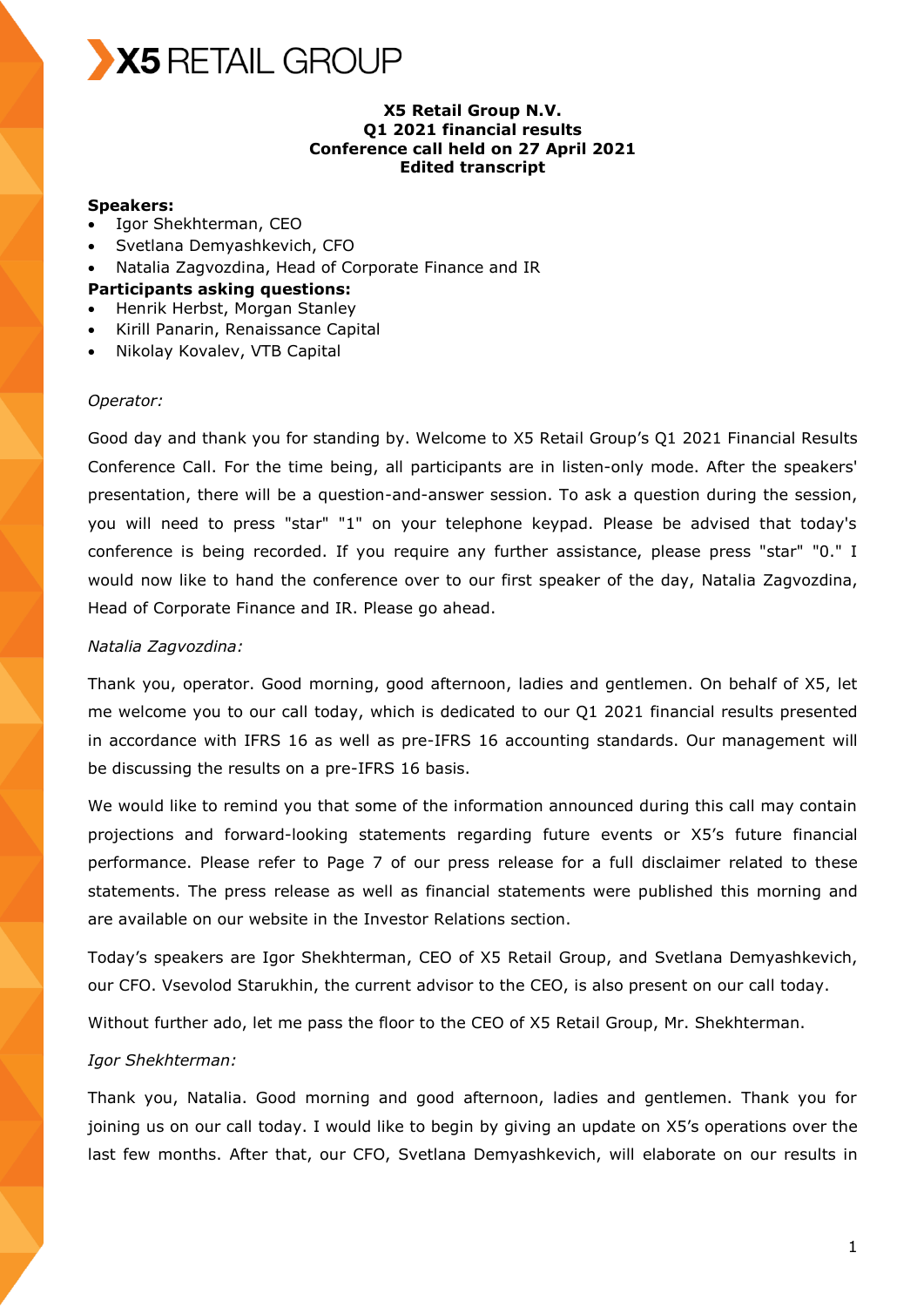**X5 Retail Group N.V.**
**Q1 2021 financial results**
**Conference call held on 27 April 2021**
**Edited transcript**

**Speakers:**

- Igor Shekhterman, CEO
- Svetlana Demyashkevich, CFO
- Natalia Zagvozdina, Head of Corporate Finance and IR

**Participants asking questions:**

- Henrik Herbst, Morgan Stanley
- Kirill Panarin, Renaissance Capital
- Nikolay Kovalev, VTB Capital

*Operator:*

Good day and thank you for standing by. Welcome to X5 Retail Group's Q1 2021 Financial Results Conference Call. For the time being, all participants are in listen-only mode. After the speakers' presentation, there will be a question-and-answer session. To ask a question during the session, you will need to press "star" "1" on your telephone keypad. Please be advised that today's conference is being recorded. If you require any further assistance, please press "star" "0." I would now like to hand the conference over to our first speaker of the day, Natalia Zagvozdina, Head of Corporate Finance and IR. Please go ahead.

*Natalia Zagvozdina:*

Thank you, operator. Good morning, good afternoon, ladies and gentlemen. On behalf of X5, let me welcome you to our call today, which is dedicated to our Q1 2021 financial results presented in accordance with IFRS 16 as well as pre-IFRS 16 accounting standards. Our management will be discussing the results on a pre-IFRS 16 basis.

We would like to remind you that some of the information announced during this call may contain projections and forward-looking statements regarding future events or X5's future financial performance. Please refer to Page 7 of our press release for a full disclaimer related to these statements. The press release as well as financial statements were published this morning and are available on our website in the Investor Relations section.

Today's speakers are Igor Shekhterman, CEO of X5 Retail Group, and Svetlana Demyashkevich, our CFO. Vsevolod Starukhin, the current advisor to the CEO, is also present on our call today.

Without further ado, let me pass the floor to the CEO of X5 Retail Group, Mr. Shekhterman.

*Igor Shekhterman:*

Thank you, Natalia. Good morning and good afternoon, ladies and gentlemen. Thank you for joining us on our call today. I would like to begin by giving an update on X5's operations over the last few months. After that, our CFO, Svetlana Demyashkevich, will elaborate on our results in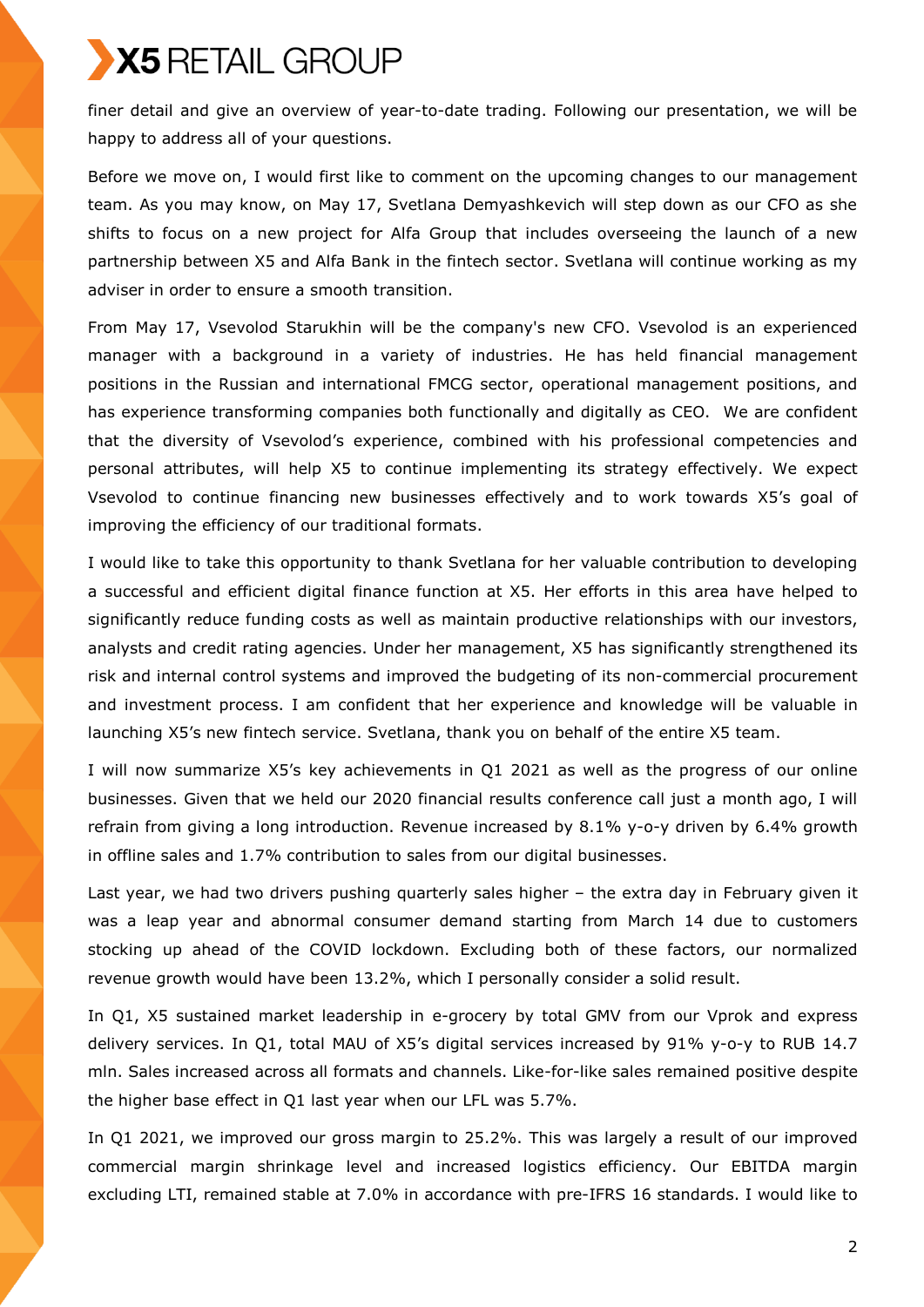finer detail and give an overview of year-to-date trading. Following our presentation, we will be happy to address all of your questions.

Before we move on, I would first like to comment on the upcoming changes to our management team. As you may know, on May 17, Svetlana Demyashkevich will step down as our CFO as she shifts to focus on a new project for Alfa Group that includes overseeing the launch of a new partnership between X5 and Alfa Bank in the fintech sector. Svetlana will continue working as my adviser in order to ensure a smooth transition.

From May 17, Vsevolod Starukhin will be the company's new CFO. Vsevolod is an experienced manager with a background in a variety of industries. He has held financial management positions in the Russian and international FMCG sector, operational management positions, and has experience transforming companies both functionally and digitally as CEO. We are confident that the diversity of Vsevolod's experience, combined with his professional competencies and personal attributes, will help X5 to continue implementing its strategy effectively. We expect Vsevolod to continue financing new businesses effectively and to work towards X5's goal of improving the efficiency of our traditional formats.

I would like to take this opportunity to thank Svetlana for her valuable contribution to developing a successful and efficient digital finance function at X5. Her efforts in this area have helped to significantly reduce funding costs as well as maintain productive relationships with our investors, analysts and credit rating agencies. Under her management, X5 has significantly strengthened its risk and internal control systems and improved the budgeting of its non-commercial procurement and investment process. I am confident that her experience and knowledge will be valuable in launching X5's new fintech service. Svetlana, thank you on behalf of the entire X5 team.

I will now summarize X5's key achievements in Q1 2021 as well as the progress of our online businesses. Given that we held our 2020 financial results conference call just a month ago, I will refrain from giving a long introduction. Revenue increased by 8.1% y-o-y driven by 6.4% growth in offline sales and 1.7% contribution to sales from our digital businesses.

Last year, we had two drivers pushing quarterly sales higher – the extra day in February given it was a leap year and abnormal consumer demand starting from March 14 due to customers stocking up ahead of the COVID lockdown. Excluding both of these factors, our normalized revenue growth would have been 13.2%, which I personally consider a solid result.

In Q1, X5 sustained market leadership in e-grocery by total GMV from our Vprok and express delivery services. In Q1, total MAU of X5's digital services increased by 91% y-o-y to RUB 14.7 mln. Sales increased across all formats and channels. Like-for-like sales remained positive despite the higher base effect in Q1 last year when our LFL was 5.7%.

In Q1 2021, we improved our gross margin to 25.2%. This was largely a result of our improved commercial margin shrinkage level and increased logistics efficiency. Our EBITDA margin excluding LTI, remained stable at 7.0% in accordance with pre-IFRS 16 standards. I would like to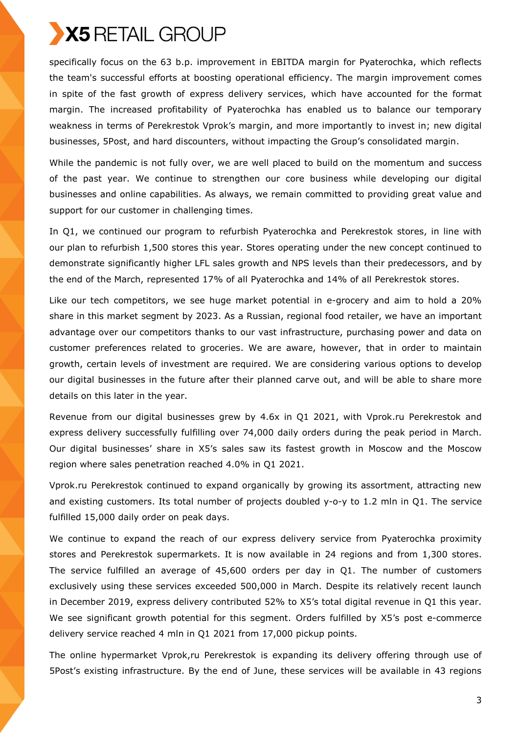specifically focus on the 63 b.p. improvement in EBITDA margin for Pyaterochka, which reflects the team's successful efforts at boosting operational efficiency. The margin improvement comes in spite of the fast growth of express delivery services, which have accounted for the format margin. The increased profitability of Pyaterochka has enabled us to balance our temporary weakness in terms of Perekrestok Vprok's margin, and more importantly to invest in; new digital businesses, 5Post, and hard discounters, without impacting the Group's consolidated margin.

While the pandemic is not fully over, we are well placed to build on the momentum and success of the past year. We continue to strengthen our core business while developing our digital businesses and online capabilities. As always, we remain committed to providing great value and support for our customer in challenging times.

In Q1, we continued our program to refurbish Pyaterochka and Perekrestok stores, in line with our plan to refurbish 1,500 stores this year. Stores operating under the new concept continued to demonstrate significantly higher LFL sales growth and NPS levels than their predecessors, and by the end of the March, represented 17% of all Pyaterochka and 14% of all Perekrestok stores.

Like our tech competitors, we see huge market potential in e-grocery and aim to hold a 20% share in this market segment by 2023. As a Russian, regional food retailer, we have an important advantage over our competitors thanks to our vast infrastructure, purchasing power and data on customer preferences related to groceries. We are aware, however, that in order to maintain growth, certain levels of investment are required. We are considering various options to develop our digital businesses in the future after their planned carve out, and will be able to share more details on this later in the year.

Revenue from our digital businesses grew by 4.6x in Q1 2021, with Vprok.ru Perekrestok and express delivery successfully fulfilling over 74,000 daily orders during the peak period in March. Our digital businesses' share in X5's sales saw its fastest growth in Moscow and the Moscow region where sales penetration reached 4.0% in Q1 2021.

Vprok.ru Perekrestok continued to expand organically by growing its assortment, attracting new and existing customers. Its total number of projects doubled y-o-y to 1.2 mln in Q1. The service fulfilled 15,000 daily order on peak days.

We continue to expand the reach of our express delivery service from Pyaterochka proximity stores and Perekrestok supermarkets. It is now available in 24 regions and from 1,300 stores. The service fulfilled an average of 45,600 orders per day in Q1. The number of customers exclusively using these services exceeded 500,000 in March. Despite its relatively recent launch in December 2019, express delivery contributed 52% to X5's total digital revenue in Q1 this year. We see significant growth potential for this segment. Orders fulfilled by X5's post e-commerce delivery service reached 4 mln in Q1 2021 from 17,000 pickup points.

The online hypermarket Vprok,ru Perekrestok is expanding its delivery offering through use of 5Post's existing infrastructure. By the end of June, these services will be available in 43 regions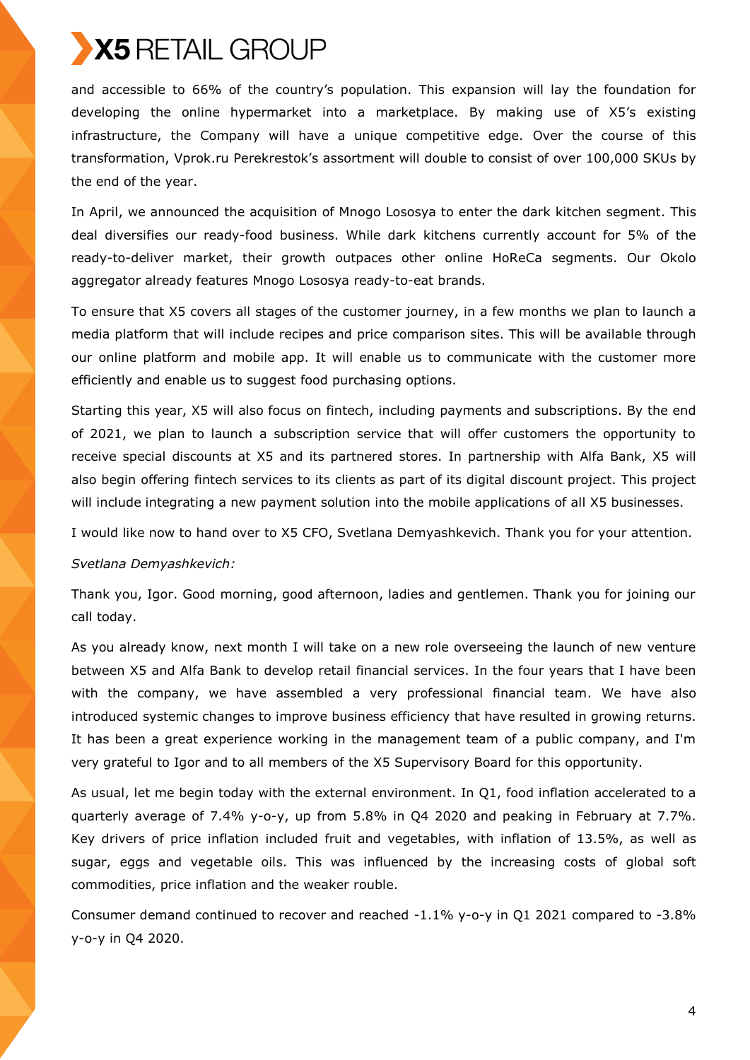and accessible to 66% of the country's population. This expansion will lay the foundation for developing the online hypermarket into a marketplace. By making use of X5's existing infrastructure, the Company will have a unique competitive edge. Over the course of this transformation, Vprok.ru Perekrestok's assortment will double to consist of over 100,000 SKUs by the end of the year.

In April, we announced the acquisition of Mnogo Lososya to enter the dark kitchen segment. This deal diversifies our ready-food business. While dark kitchens currently account for 5% of the ready-to-deliver market, their growth outpaces other online HoReCa segments. Our Okolo aggregator already features Mnogo Lososya ready-to-eat brands.

To ensure that X5 covers all stages of the customer journey, in a few months we plan to launch a media platform that will include recipes and price comparison sites. This will be available through our online platform and mobile app. It will enable us to communicate with the customer more efficiently and enable us to suggest food purchasing options.

Starting this year, X5 will also focus on fintech, including payments and subscriptions. By the end of 2021, we plan to launch a subscription service that will offer customers the opportunity to receive special discounts at X5 and its partnered stores. In partnership with Alfa Bank, X5 will also begin offering fintech services to its clients as part of its digital discount project. This project will include integrating a new payment solution into the mobile applications of all X5 businesses.

I would like now to hand over to X5 CFO, Svetlana Demyashkevich. Thank you for your attention.

*Svetlana Demyashkevich:*

Thank you, Igor. Good morning, good afternoon, ladies and gentlemen. Thank you for joining our call today.

As you already know, next month I will take on a new role overseeing the launch of new venture between X5 and Alfa Bank to develop retail financial services. In the four years that I have been with the company, we have assembled a very professional financial team. We have also introduced systemic changes to improve business efficiency that have resulted in growing returns. It has been a great experience working in the management team of a public company, and I'm very grateful to Igor and to all members of the X5 Supervisory Board for this opportunity.

As usual, let me begin today with the external environment. In Q1, food inflation accelerated to a quarterly average of 7.4% y-o-y, up from 5.8% in Q4 2020 and peaking in February at 7.7%. Key drivers of price inflation included fruit and vegetables, with inflation of 13.5%, as well as sugar, eggs and vegetable oils. This was influenced by the increasing costs of global soft commodities, price inflation and the weaker rouble.

Consumer demand continued to recover and reached -1.1% y-o-y in Q1 2021 compared to -3.8% y-o-y in Q4 2020.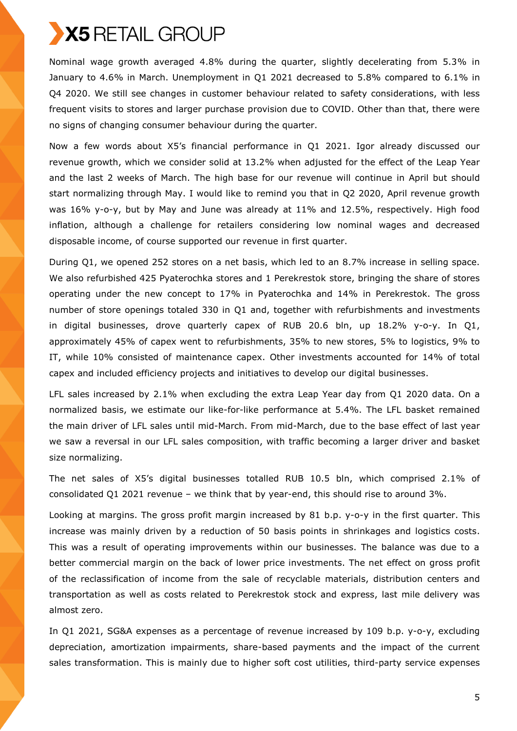Nominal wage growth averaged 4.8% during the quarter, slightly decelerating from 5.3% in January to 4.6% in March. Unemployment in Q1 2021 decreased to 5.8% compared to 6.1% in Q4 2020. We still see changes in customer behaviour related to safety considerations, with less frequent visits to stores and larger purchase provision due to COVID. Other than that, there were no signs of changing consumer behaviour during the quarter.

Now a few words about X5's financial performance in Q1 2021. Igor already discussed our revenue growth, which we consider solid at 13.2% when adjusted for the effect of the Leap Year and the last 2 weeks of March. The high base for our revenue will continue in April but should start normalizing through May. I would like to remind you that in Q2 2020, April revenue growth was 16% y-o-y, but by May and June was already at 11% and 12.5%, respectively. High food inflation, although a challenge for retailers considering low nominal wages and decreased disposable income, of course supported our revenue in first quarter.

During Q1, we opened 252 stores on a net basis, which led to an 8.7% increase in selling space. We also refurbished 425 Pyaterochka stores and 1 Perekrestok store, bringing the share of stores operating under the new concept to 17% in Pyaterochka and 14% in Perekrestok. The gross number of store openings totaled 330 in Q1 and, together with refurbishments and investments in digital businesses, drove quarterly capex of RUB 20.6 bln, up 18.2% y-o-y. In Q1, approximately 45% of capex went to refurbishments, 35% to new stores, 5% to logistics, 9% to IT, while 10% consisted of maintenance capex. Other investments accounted for 14% of total capex and included efficiency projects and initiatives to develop our digital businesses.

LFL sales increased by 2.1% when excluding the extra Leap Year day from Q1 2020 data. On a normalized basis, we estimate our like-for-like performance at 5.4%. The LFL basket remained the main driver of LFL sales until mid-March. From mid-March, due to the base effect of last year we saw a reversal in our LFL sales composition, with traffic becoming a larger driver and basket size normalizing.

The net sales of X5's digital businesses totalled RUB 10.5 bln, which comprised 2.1% of consolidated Q1 2021 revenue – we think that by year-end, this should rise to around 3%.

Looking at margins. The gross profit margin increased by 81 b.p. y-o-y in the first quarter. This increase was mainly driven by a reduction of 50 basis points in shrinkages and logistics costs. This was a result of operating improvements within our businesses. The balance was due to a better commercial margin on the back of lower price investments. The net effect on gross profit of the reclassification of income from the sale of recyclable materials, distribution centers and transportation as well as costs related to Perekrestok stock and express, last mile delivery was almost zero.

In Q1 2021, SG&A expenses as a percentage of revenue increased by 109 b.p. y-o-y, excluding depreciation, amortization impairments, share-based payments and the impact of the current sales transformation. This is mainly due to higher soft cost utilities, third-party service expenses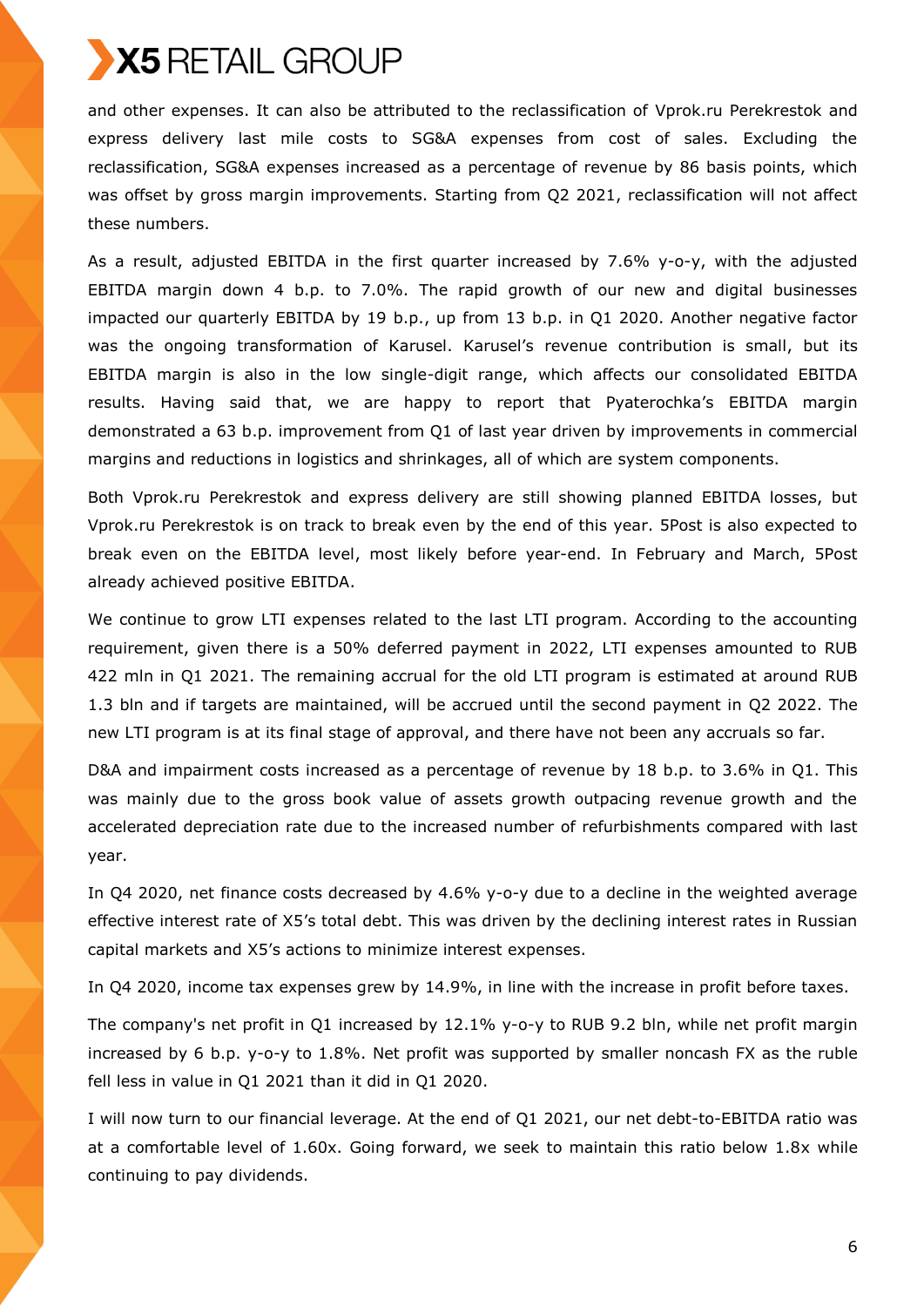and other expenses. It can also be attributed to the reclassification of Vprok.ru Perekrestok and express delivery last mile costs to SG&A expenses from cost of sales. Excluding the reclassification, SG&A expenses increased as a percentage of revenue by 86 basis points, which was offset by gross margin improvements. Starting from Q2 2021, reclassification will not affect these numbers.

As a result, adjusted EBITDA in the first quarter increased by 7.6% y-o-y, with the adjusted EBITDA margin down 4 b.p. to 7.0%. The rapid growth of our new and digital businesses impacted our quarterly EBITDA by 19 b.p., up from 13 b.p. in Q1 2020. Another negative factor was the ongoing transformation of Karusel. Karusel's revenue contribution is small, but its EBITDA margin is also in the low single-digit range, which affects our consolidated EBITDA results. Having said that, we are happy to report that Pyaterochka's EBITDA margin demonstrated a 63 b.p. improvement from Q1 of last year driven by improvements in commercial margins and reductions in logistics and shrinkages, all of which are system components.

Both Vprok.ru Perekrestok and express delivery are still showing planned EBITDA losses, but Vprok.ru Perekrestok is on track to break even by the end of this year. 5Post is also expected to break even on the EBITDA level, most likely before year-end. In February and March, 5Post already achieved positive EBITDA.

We continue to grow LTI expenses related to the last LTI program. According to the accounting requirement, given there is a 50% deferred payment in 2022, LTI expenses amounted to RUB 422 mln in Q1 2021. The remaining accrual for the old LTI program is estimated at around RUB 1.3 bln and if targets are maintained, will be accrued until the second payment in Q2 2022. The new LTI program is at its final stage of approval, and there have not been any accruals so far.

D&A and impairment costs increased as a percentage of revenue by 18 b.p. to 3.6% in Q1. This was mainly due to the gross book value of assets growth outpacing revenue growth and the accelerated depreciation rate due to the increased number of refurbishments compared with last year.

In Q4 2020, net finance costs decreased by 4.6% y-o-y due to a decline in the weighted average effective interest rate of X5's total debt. This was driven by the declining interest rates in Russian capital markets and X5's actions to minimize interest expenses.

In Q4 2020, income tax expenses grew by 14.9%, in line with the increase in profit before taxes.

The company's net profit in Q1 increased by 12.1% y-o-y to RUB 9.2 bln, while net profit margin increased by 6 b.p. y-o-y to 1.8%. Net profit was supported by smaller noncash FX as the ruble fell less in value in Q1 2021 than it did in Q1 2020.

I will now turn to our financial leverage. At the end of Q1 2021, our net debt-to-EBITDA ratio was at a comfortable level of 1.60x. Going forward, we seek to maintain this ratio below 1.8x while continuing to pay dividends.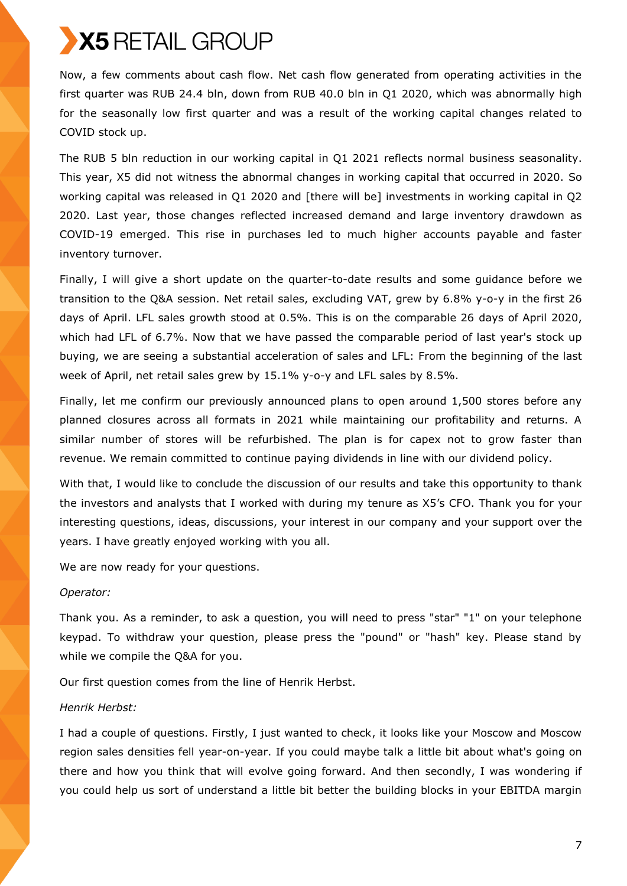Now, a few comments about cash flow. Net cash flow generated from operating activities in the first quarter was RUB 24.4 bln, down from RUB 40.0 bln in Q1 2020, which was abnormally high for the seasonally low first quarter and was a result of the working capital changes related to COVID stock up.

The RUB 5 bln reduction in our working capital in Q1 2021 reflects normal business seasonality. This year, X5 did not witness the abnormal changes in working capital that occurred in 2020. So working capital was released in Q1 2020 and [there will be] investments in working capital in Q2 2020. Last year, those changes reflected increased demand and large inventory drawdown as COVID-19 emerged. This rise in purchases led to much higher accounts payable and faster inventory turnover.

Finally, I will give a short update on the quarter-to-date results and some guidance before we transition to the Q&A session. Net retail sales, excluding VAT, grew by 6.8% y-o-y in the first 26 days of April. LFL sales growth stood at 0.5%. This is on the comparable 26 days of April 2020, which had LFL of 6.7%. Now that we have passed the comparable period of last year's stock up buying, we are seeing a substantial acceleration of sales and LFL: From the beginning of the last week of April, net retail sales grew by 15.1% y-o-y and LFL sales by 8.5%.

Finally, let me confirm our previously announced plans to open around 1,500 stores before any planned closures across all formats in 2021 while maintaining our profitability and returns. A similar number of stores will be refurbished. The plan is for capex not to grow faster than revenue. We remain committed to continue paying dividends in line with our dividend policy.

With that, I would like to conclude the discussion of our results and take this opportunity to thank the investors and analysts that I worked with during my tenure as X5's CFO. Thank you for your interesting questions, ideas, discussions, your interest in our company and your support over the years. I have greatly enjoyed working with you all.

We are now ready for your questions.

*Operator:*

Thank you. As a reminder, to ask a question, you will need to press "star" "1" on your telephone keypad. To withdraw your question, please press the "pound" or "hash" key. Please stand by while we compile the Q&A for you.

Our first question comes from the line of Henrik Herbst.

*Henrik Herbst:*

I had a couple of questions. Firstly, I just wanted to check, it looks like your Moscow and Moscow region sales densities fell year-on-year. If you could maybe talk a little bit about what's going on there and how you think that will evolve going forward. And then secondly, I was wondering if you could help us sort of understand a little bit better the building blocks in your EBITDA margin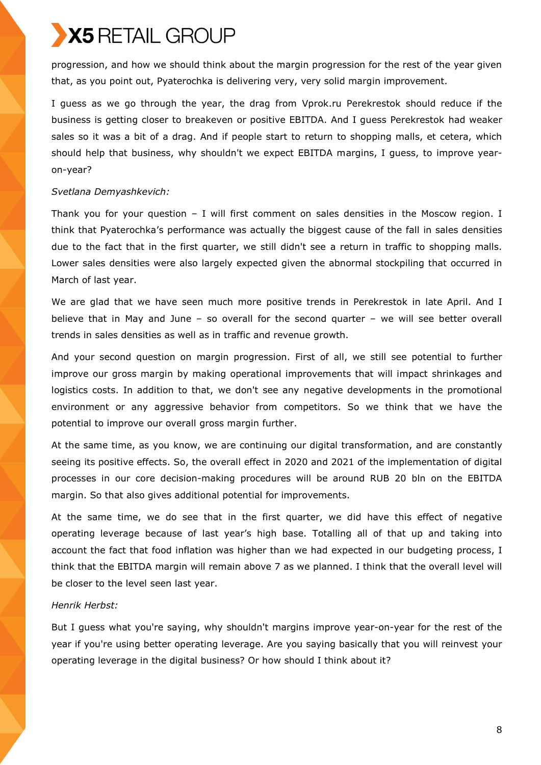progression, and how we should think about the margin progression for the rest of the year given that, as you point out, Pyaterochka is delivering very, very solid margin improvement.

I guess as we go through the year, the drag from Vprok.ru Perekrestok should reduce if the business is getting closer to breakeven or positive EBITDA. And I guess Perekrestok had weaker sales so it was a bit of a drag. And if people start to return to shopping malls, et cetera, which should help that business, why shouldn't we expect EBITDA margins, I guess, to improve year-on-year?

*Svetlana Demyashkevich:*

Thank you for your question – I will first comment on sales densities in the Moscow region. I think that Pyaterochka's performance was actually the biggest cause of the fall in sales densities due to the fact that in the first quarter, we still didn't see a return in traffic to shopping malls. Lower sales densities were also largely expected given the abnormal stockpiling that occurred in March of last year.

We are glad that we have seen much more positive trends in Perekrestok in late April. And I believe that in May and June – so overall for the second quarter – we will see better overall trends in sales densities as well as in traffic and revenue growth.

And your second question on margin progression. First of all, we still see potential to further improve our gross margin by making operational improvements that will impact shrinkages and logistics costs. In addition to that, we don't see any negative developments in the promotional environment or any aggressive behavior from competitors. So we think that we have the potential to improve our overall gross margin further.

At the same time, as you know, we are continuing our digital transformation, and are constantly seeing its positive effects. So, the overall effect in 2020 and 2021 of the implementation of digital processes in our core decision-making procedures will be around RUB 20 bln on the EBITDA margin. So that also gives additional potential for improvements.

At the same time, we do see that in the first quarter, we did have this effect of negative operating leverage because of last year's high base. Totalling all of that up and taking into account the fact that food inflation was higher than we had expected in our budgeting process, I think that the EBITDA margin will remain above 7 as we planned. I think that the overall level will be closer to the level seen last year.

*Henrik Herbst:*

But I guess what you're saying, why shouldn't margins improve year-on-year for the rest of the year if you're using better operating leverage. Are you saying basically that you will reinvest your operating leverage in the digital business? Or how should I think about it?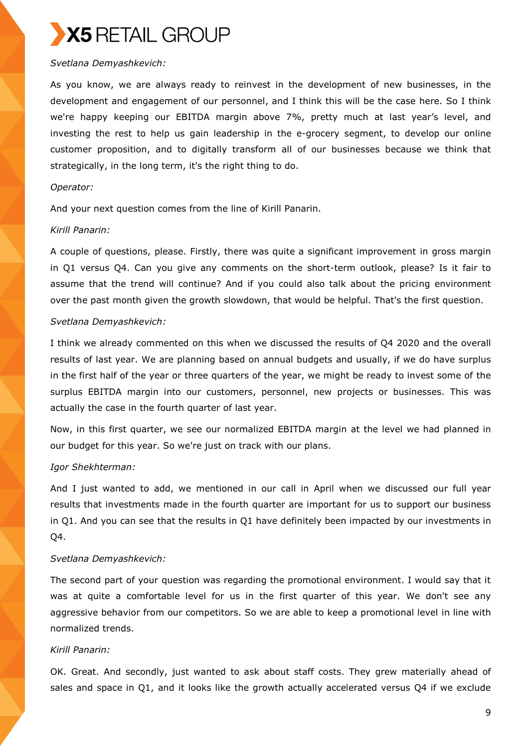*Svetlana Demyashkevich:*

As you know, we are always ready to reinvest in the development of new businesses, in the development and engagement of our personnel, and I think this will be the case here. So I think we're happy keeping our EBITDA margin above 7%, pretty much at last year's level, and investing the rest to help us gain leadership in the e-grocery segment, to develop our online customer proposition, and to digitally transform all of our businesses because we think that strategically, in the long term, it's the right thing to do.

*Operator:*

And your next question comes from the line of Kirill Panarin.

*Kirill Panarin:*

A couple of questions, please. Firstly, there was quite a significant improvement in gross margin in Q1 versus Q4. Can you give any comments on the short-term outlook, please? Is it fair to assume that the trend will continue? And if you could also talk about the pricing environment over the past month given the growth slowdown, that would be helpful. That's the first question.

*Svetlana Demyashkevich:*

I think we already commented on this when we discussed the results of Q4 2020 and the overall results of last year. We are planning based on annual budgets and usually, if we do have surplus in the first half of the year or three quarters of the year, we might be ready to invest some of the surplus EBITDA margin into our customers, personnel, new projects or businesses. This was actually the case in the fourth quarter of last year.

Now, in this first quarter, we see our normalized EBITDA margin at the level we had planned in our budget for this year. So we're just on track with our plans.

*Igor Shekhterman:*

And I just wanted to add, we mentioned in our call in April when we discussed our full year results that investments made in the fourth quarter are important for us to support our business in Q1. And you can see that the results in Q1 have definitely been impacted by our investments in Q4.

*Svetlana Demyashkevich:*

The second part of your question was regarding the promotional environment. I would say that it was at quite a comfortable level for us in the first quarter of this year. We don't see any aggressive behavior from our competitors. So we are able to keep a promotional level in line with normalized trends.

*Kirill Panarin:*

OK. Great. And secondly, just wanted to ask about staff costs. They grew materially ahead of sales and space in Q1, and it looks like the growth actually accelerated versus Q4 if we exclude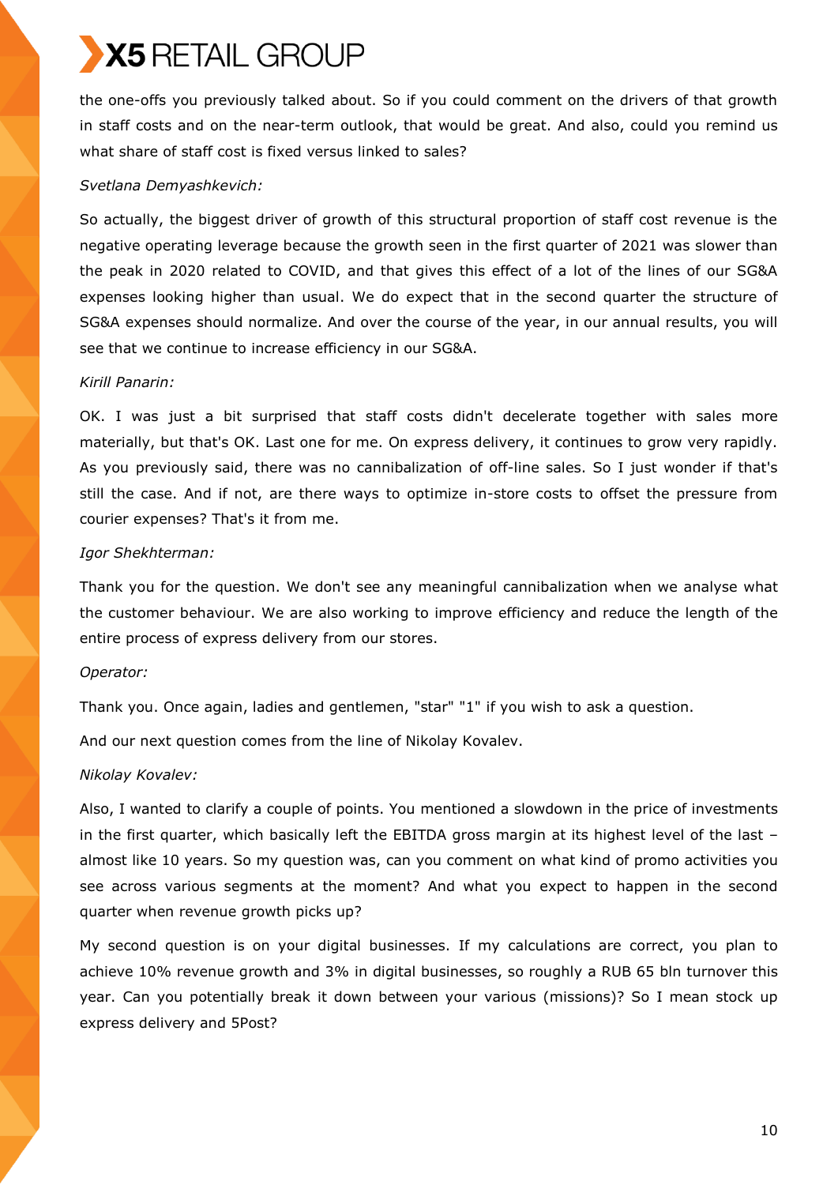the one-offs you previously talked about. So if you could comment on the drivers of that growth in staff costs and on the near-term outlook, that would be great. And also, could you remind us what share of staff cost is fixed versus linked to sales?

*Svetlana Demyashkevich:*

So actually, the biggest driver of growth of this structural proportion of staff cost revenue is the negative operating leverage because the growth seen in the first quarter of 2021 was slower than the peak in 2020 related to COVID, and that gives this effect of a lot of the lines of our SG&A expenses looking higher than usual. We do expect that in the second quarter the structure of SG&A expenses should normalize. And over the course of the year, in our annual results, you will see that we continue to increase efficiency in our SG&A.

*Kirill Panarin:*

OK. I was just a bit surprised that staff costs didn't decelerate together with sales more materially, but that's OK. Last one for me. On express delivery, it continues to grow very rapidly. As you previously said, there was no cannibalization of off-line sales. So I just wonder if that's still the case. And if not, are there ways to optimize in-store costs to offset the pressure from courier expenses? That's it from me.

*Igor Shekhterman:*

Thank you for the question. We don't see any meaningful cannibalization when we analyse what the customer behaviour. We are also working to improve efficiency and reduce the length of the entire process of express delivery from our stores.

*Operator:*

Thank you. Once again, ladies and gentlemen, "star" "1" if you wish to ask a question.

And our next question comes from the line of Nikolay Kovalev.

*Nikolay Kovalev:*

Also, I wanted to clarify a couple of points. You mentioned a slowdown in the price of investments in the first quarter, which basically left the EBITDA gross margin at its highest level of the last – almost like 10 years. So my question was, can you comment on what kind of promo activities you see across various segments at the moment? And what you expect to happen in the second quarter when revenue growth picks up?

My second question is on your digital businesses. If my calculations are correct, you plan to achieve 10% revenue growth and 3% in digital businesses, so roughly a RUB 65 bln turnover this year. Can you potentially break it down between your various (missions)? So I mean stock up express delivery and 5Post?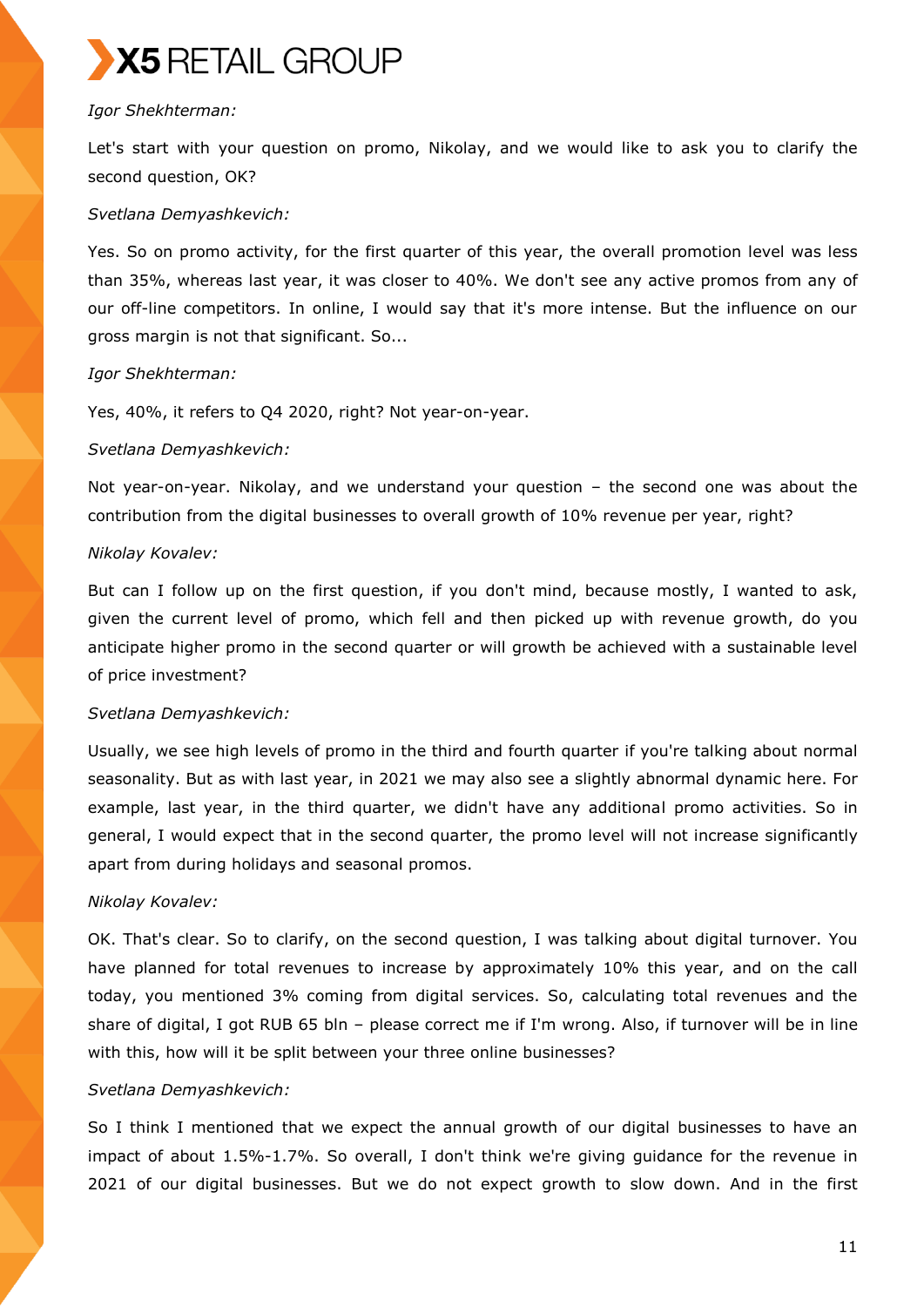*Igor Shekhterman:*

Let's start with your question on promo, Nikolay, and we would like to ask you to clarify the second question, OK?

*Svetlana Demyashkevich:*

Yes. So on promo activity, for the first quarter of this year, the overall promotion level was less than 35%, whereas last year, it was closer to 40%. We don't see any active promos from any of our off-line competitors. In online, I would say that it's more intense. But the influence on our gross margin is not that significant. So...

*Igor Shekhterman:*

Yes, 40%, it refers to Q4 2020, right? Not year-on-year.

*Svetlana Demyashkevich:*

Not year-on-year. Nikolay, and we understand your question – the second one was about the contribution from the digital businesses to overall growth of 10% revenue per year, right?

*Nikolay Kovalev:*

But can I follow up on the first question, if you don't mind, because mostly, I wanted to ask, given the current level of promo, which fell and then picked up with revenue growth, do you anticipate higher promo in the second quarter or will growth be achieved with a sustainable level of price investment?

*Svetlana Demyashkevich:*

Usually, we see high levels of promo in the third and fourth quarter if you're talking about normal seasonality. But as with last year, in 2021 we may also see a slightly abnormal dynamic here. For example, last year, in the third quarter, we didn't have any additional promo activities. So in general, I would expect that in the second quarter, the promo level will not increase significantly apart from during holidays and seasonal promos.

*Nikolay Kovalev:*

OK. That's clear. So to clarify, on the second question, I was talking about digital turnover. You have planned for total revenues to increase by approximately 10% this year, and on the call today, you mentioned 3% coming from digital services. So, calculating total revenues and the share of digital, I got RUB 65 bln – please correct me if I'm wrong. Also, if turnover will be in line with this, how will it be split between your three online businesses?

*Svetlana Demyashkevich:*

So I think I mentioned that we expect the annual growth of our digital businesses to have an impact of about 1.5%-1.7%. So overall, I don't think we're giving guidance for the revenue in 2021 of our digital businesses. But we do not expect growth to slow down. And in the first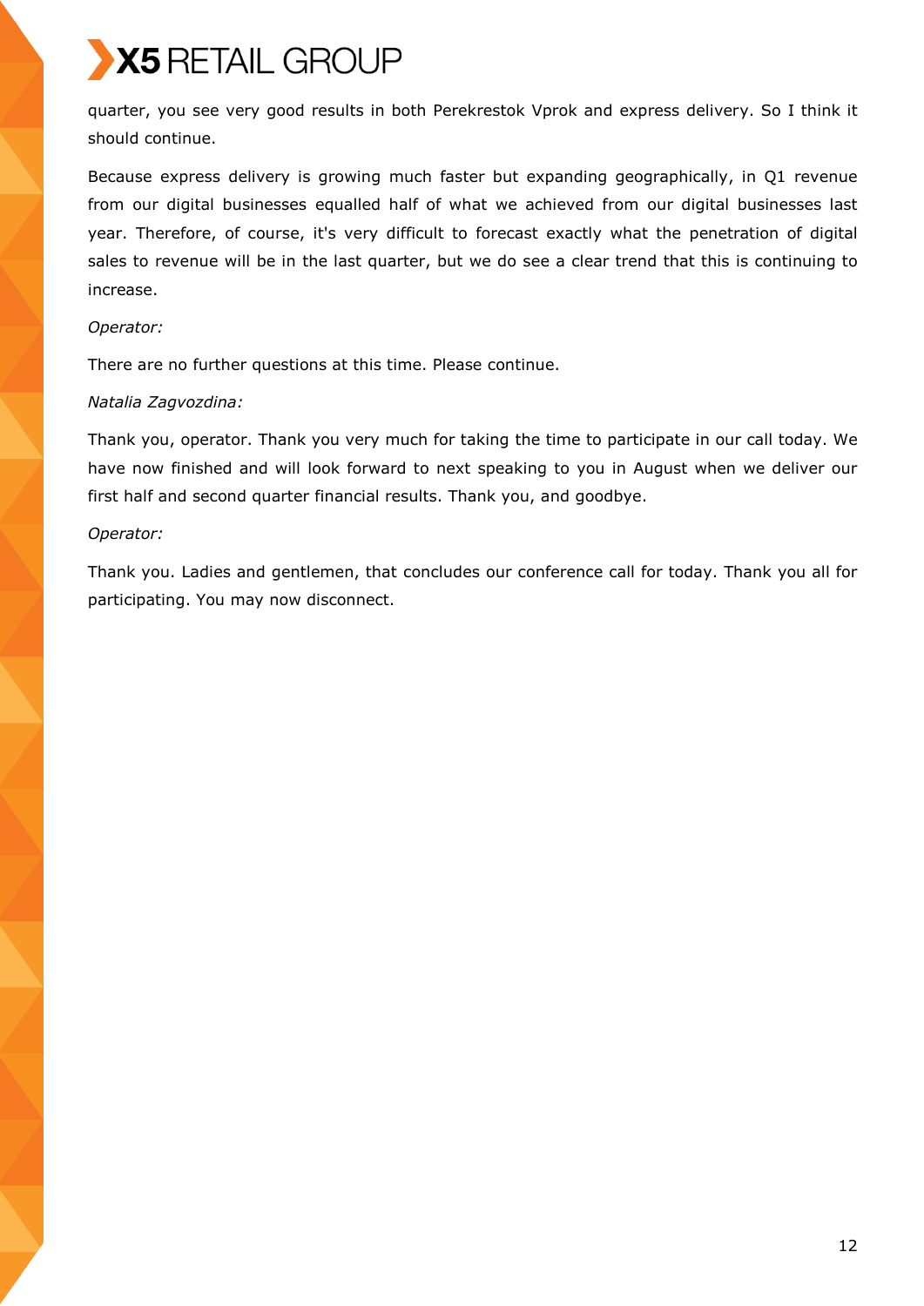quarter, you see very good results in both Perekrestok Vprok and express delivery. So I think it should continue.

Because express delivery is growing much faster but expanding geographically, in Q1 revenue from our digital businesses equalled half of what we achieved from our digital businesses last year. Therefore, of course, it's very difficult to forecast exactly what the penetration of digital sales to revenue will be in the last quarter, but we do see a clear trend that this is continuing to increase.

*Operator:*

There are no further questions at this time. Please continue.

*Natalia Zagvozdina:*

Thank you, operator. Thank you very much for taking the time to participate in our call today. We have now finished and will look forward to next speaking to you in August when we deliver our first half and second quarter financial results. Thank you, and goodbye.

*Operator:*

Thank you. Ladies and gentlemen, that concludes our conference call for today. Thank you all for participating. You may now disconnect.